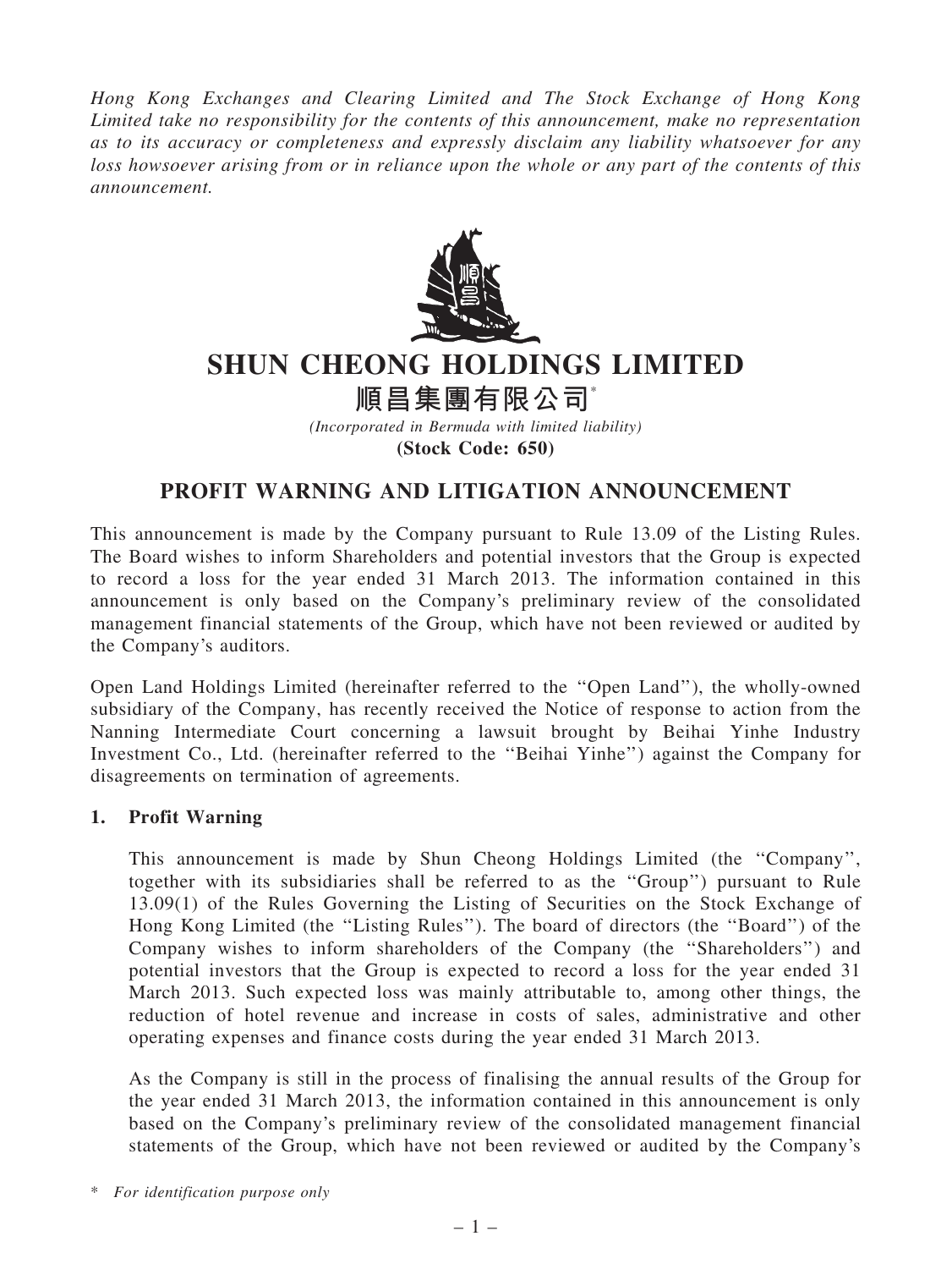*Hong Kong Exchanges and Clearing Limited and The Stock Exchange of Hong Kong Limited take no responsibility for the contents of this announcement, make no representation as to its accuracy or completeness and expressly disclaim any liability whatsoever for any loss howsoever arising from or in reliance upon the whole or any part of the contents of this announcement.*

# SHUN CHEONG HOLDINGS LIMITED

# 順昌集團有限公司*

*(Incorporated in Bermuda with limited liability)*

**(Stock Code: 650)**

## PROFIT WARNING AND LITIGATION ANNOUNCEMENT

This announcement is made by the Company pursuant to Rule 13.09 of the Listing Rules. The Board wishes to inform Shareholders and potential investors that the Group is expected to record a loss for the year ended 31 March 2013. The information contained in this announcement is only based on the Company's preliminary review of the consolidated management financial statements of the Group, which have not been reviewed or audited by the Company's auditors.

Open Land Holdings Limited (hereinafter referred to the ''Open Land''), the wholly-owned subsidiary of the Company, has recently received the Notice of response to action from the Nanning Intermediate Court concerning a lawsuit brought by Beihai Yinhe Industry Investment Co., Ltd. (hereinafter referred to the ''Beihai Yinhe'') against the Company for disagreements on termination of agreements.

### 1. Profit Warning

This announcement is made by Shun Cheong Holdings Limited (the ''Company'', together with its subsidiaries shall be referred to as the ''Group'') pursuant to Rule 13.09(1) of the Rules Governing the Listing of Securities on the Stock Exchange of Hong Kong Limited (the ''Listing Rules''). The board of directors (the ''Board'') of the Company wishes to inform shareholders of the Company (the ''Shareholders'') and potential investors that the Group is expected to record a loss for the year ended 31 March 2013. Such expected loss was mainly attributable to, among other things, the reduction of hotel revenue and increase in costs of sales, administrative and other operating expenses and finance costs during the year ended 31 March 2013.

As the Company is still in the process of finalising the annual results of the Group for the year ended 31 March 2013, the information contained in this announcement is only based on the Company's preliminary review of the consolidated management financial statements of the Group, which have not been reviewed or audited by the Company's

\* *For identification purpose only*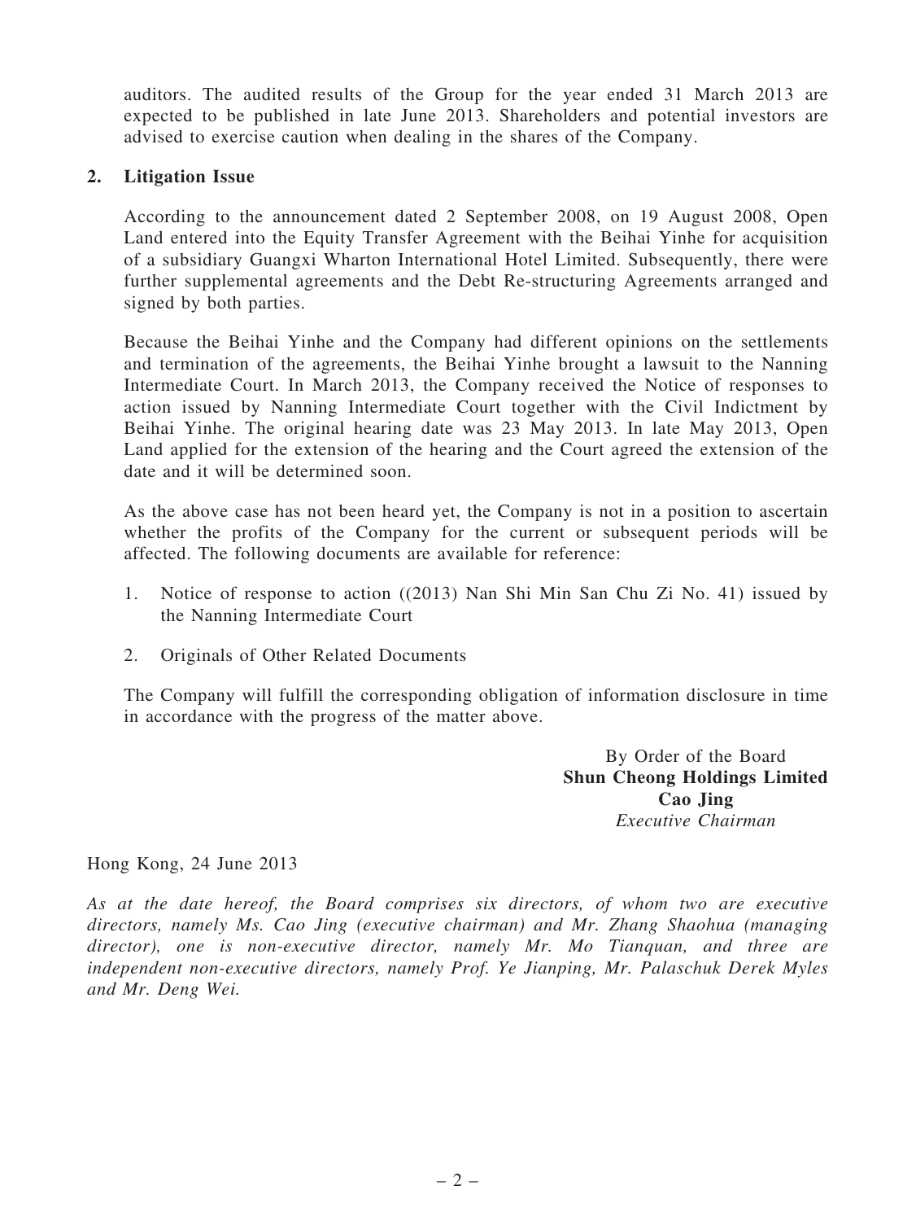auditors. The audited results of the Group for the year ended 31 March 2013 are expected to be published in late June 2013. Shareholders and potential investors are advised to exercise caution when dealing in the shares of the Company.

**2. Litigation Issue**

According to the announcement dated 2 September 2008, on 19 August 2008, Open Land entered into the Equity Transfer Agreement with the Beihai Yinhe for acquisition of a subsidiary Guangxi Wharton International Hotel Limited. Subsequently, there were further supplemental agreements and the Debt Re-structuring Agreements arranged and signed by both parties.

Because the Beihai Yinhe and the Company had different opinions on the settlements and termination of the agreements, the Beihai Yinhe brought a lawsuit to the Nanning Intermediate Court. In March 2013, the Company received the Notice of responses to action issued by Nanning Intermediate Court together with the Civil Indictment by Beihai Yinhe. The original hearing date was 23 May 2013. In late May 2013, Open Land applied for the extension of the hearing and the Court agreed the extension of the date and it will be determined soon.

As the above case has not been heard yet, the Company is not in a position to ascertain whether the profits of the Company for the current or subsequent periods will be affected. The following documents are available for reference:

1. Notice of response to action ((2013) Nan Shi Min San Chu Zi No. 41) issued by the Nanning Intermediate Court
2. Originals of Other Related Documents

The Company will fulfill the corresponding obligation of information disclosure in time in accordance with the progress of the matter above.

By Order of the Board
**Shun Cheong Holdings Limited**
**Cao Jing**
*Executive Chairman*

Hong Kong, 24 June 2013

*As at the date hereof, the Board comprises six directors, of whom two are executive directors, namely Ms. Cao Jing (executive chairman) and Mr. Zhang Shaohua (managing director), one is non-executive director, namely Mr. Mo Tianquan, and three are independent non-executive directors, namely Prof. Ye Jianping, Mr. Palaschuk Derek Myles and Mr. Deng Wei.*